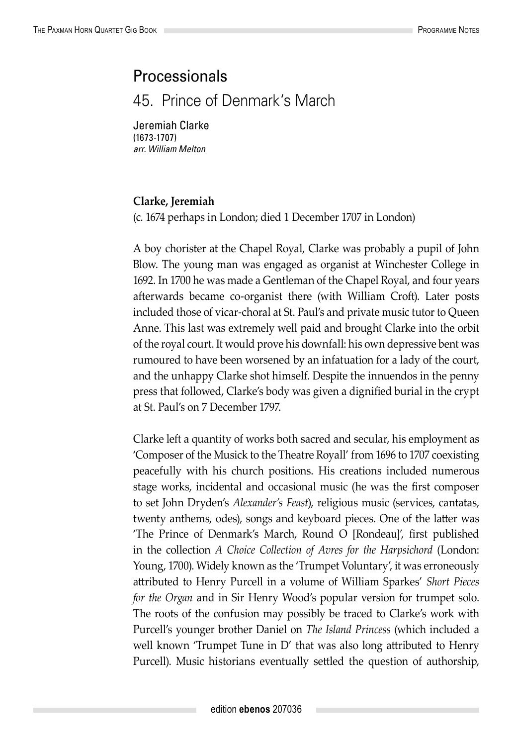# Processionals

## 45. Prince of Denmark's March

Jeremiah Clarke
(1673-1707)
*arr. William Melton*

**Clarke, Jeremiah**
(c. 1674 perhaps in London; died 1 December 1707 in London)

A boy chorister at the Chapel Royal, Clarke was probably a pupil of John Blow. The young man was engaged as organist at Winchester College in 1692. In 1700 he was made a Gentleman of the Chapel Royal, and four years afterwards became co-organist there (with William Croft). Later posts included those of vicar-choral at St. Paul's and private music tutor to Queen Anne. This last was extremely well paid and brought Clarke into the orbit of the royal court. It would prove his downfall: his own depressive bent was rumoured to have been worsened by an infatuation for a lady of the court, and the unhappy Clarke shot himself. Despite the innuendos in the penny press that followed, Clarke's body was given a dignified burial in the crypt at St. Paul's on 7 December 1797.

Clarke left a quantity of works both sacred and secular, his employment as 'Composer of the Musick to the Theatre Royall' from 1696 to 1707 coexisting peacefully with his church positions. His creations included numerous stage works, incidental and occasional music (he was the first composer to set John Dryden's *Alexander's Feast*), religious music (services, cantatas, twenty anthems, odes), songs and keyboard pieces. One of the latter was 'The Prince of Denmark's March, Round O [Rondeau]', first published in the collection *A Choice Collection of Ayres for the Harpsichord* (London: Young, 1700). Widely known as the 'Trumpet Voluntary', it was erroneously attributed to Henry Purcell in a volume of William Sparkes' *Short Pieces for the Organ* and in Sir Henry Wood's popular version for trumpet solo. The roots of the confusion may possibly be traced to Clarke's work with Purcell's younger brother Daniel on *The Island Princess* (which included a well known 'Trumpet Tune in D' that was also long attributed to Henry Purcell). Music historians eventually settled the question of authorship,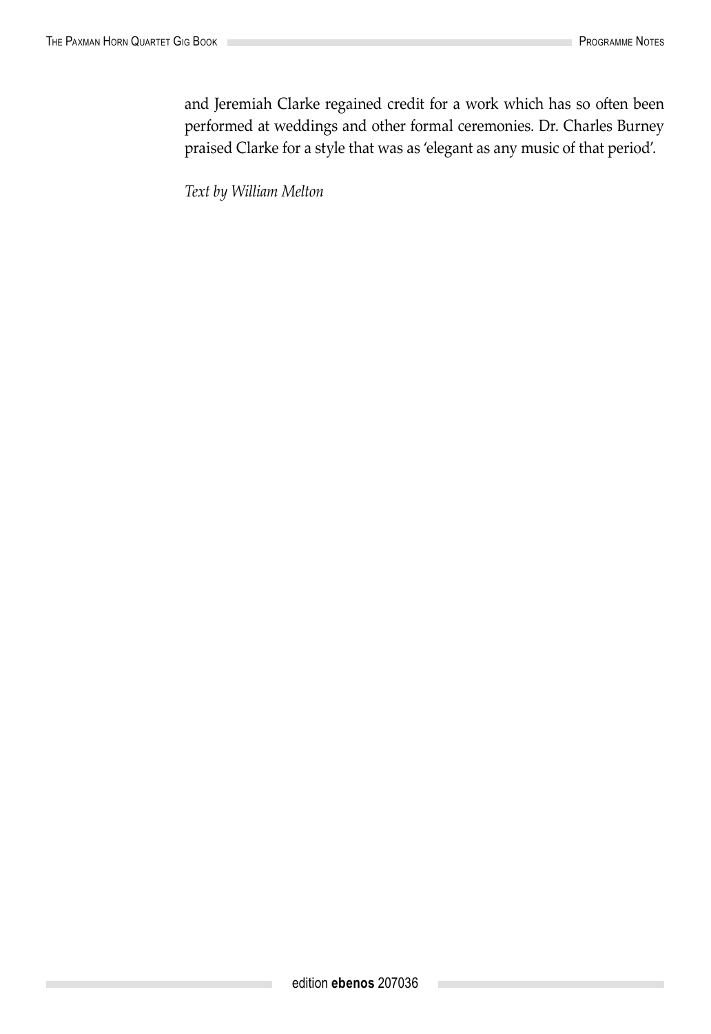and Jeremiah Clarke regained credit for a work which has so often been performed at weddings and other formal ceremonies. Dr. Charles Burney praised Clarke for a style that was as 'elegant as any music of that period'.

*Text by William Melton*